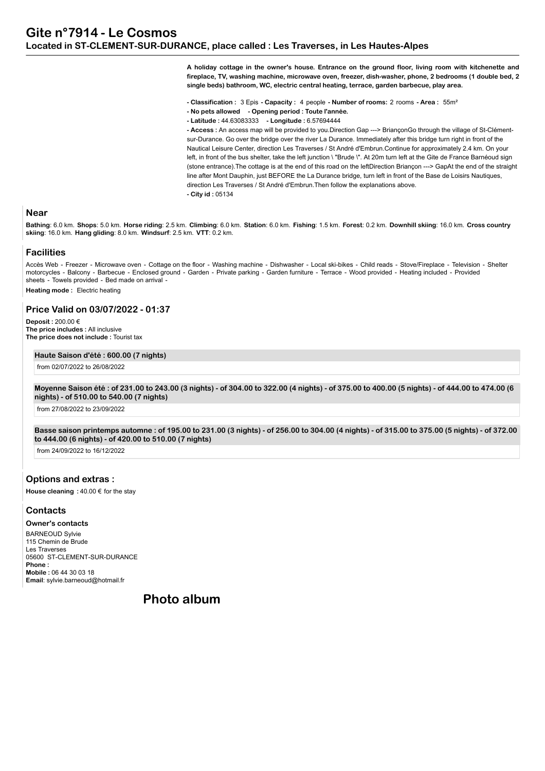# Gite n°7914 - Le Cosmos

## Located in ST-CLEMENT-SUR-DURANCE, place called : Les Traverses, in Les Hautes-Alpes

**A holiday cottage in the owner's house. Entrance on the ground floor, living room with kitchenette and fireplace, TV, washing machine, microwave oven, freezer, dish-washer, phone, 2 bedrooms (1 double bed, 2 single beds) bathroom, WC, electric central heating, terrace, garden barbecue, play area.**

**- Classification :** 3 Epis **- Capacity :** 4 people **- Number of rooms:** 2 rooms **- Area :** 55m²
**- No pets allowed - Opening period : Toute l'année.**
**- Latitude :** 44.63083333 **- Longitude :** 6.57694444
**- Access :** An access map will be provided to you.Direction Gap ---> BriançonGo through the village of St-Clément-sur-Durance. Go over the bridge over the river La Durance. Immediately after this bridge turn right in front of the Nautical Leisure Center, direction Les Traverses / St André d'Embrun.Continue for approximately 2.4 km. On your left, in front of the bus shelter, take the left junction \ "Brude \". At 20m turn left at the Gite de France Barnéoud sign (stone entrance).The cottage is at the end of this road on the leftDirection Briançon ---> GapAt the end of the straight line after Mont Dauphin, just BEFORE the La Durance bridge, turn left in front of the Base de Loisirs Nautiques, direction Les Traverses / St André d'Embrun.Then follow the explanations above.
**- City id :** 05134

## Near

**Bathing**: 6.0 km. **Shops**: 5.0 km. **Horse riding**: 2.5 km. **Climbing**: 6.0 km. **Station**: 6.0 km. **Fishing**: 1.5 km. **Forest**: 0.2 km. **Downhill skiing**: 16.0 km. **Cross country skiing**: 16.0 km. **Hang gliding**: 8.0 km. **Windsurf**: 2.5 km. **VTT**: 0.2 km.

## Facilities

Accès Web - Freezer - Microwave oven - Cottage on the floor - Washing machine - Dishwasher - Local ski-bikes - Child reads - Stove/Fireplace - Television - Shelter motorcycles - Balcony - Barbecue - Enclosed ground - Garden - Private parking - Garden furniture - Terrace - Wood provided - Heating included - Provided sheets - Towels provided - Bed made on arrival -

**Heating mode :** Electric heating

## Price Valid on 03/07/2022 - 01:37

**Deposit :** 200.00 €
**The price includes :** All inclusive
**The price does not include :** Tourist tax

**Haute Saison d'été : 600.00 (7 nights)**

from 02/07/2022 to 26/08/2022

**Moyenne Saison été : of 231.00 to 243.00 (3 nights) - of 304.00 to 322.00 (4 nights) - of 375.00 to 400.00 (5 nights) - of 444.00 to 474.00 (6 nights) - of 510.00 to 540.00 (7 nights)**

from 27/08/2022 to 23/09/2022

**Basse saison printemps automne : of 195.00 to 231.00 (3 nights) - of 256.00 to 304.00 (4 nights) - of 315.00 to 375.00 (5 nights) - of 372.00 to 444.00 (6 nights) - of 420.00 to 510.00 (7 nights)**

from 24/09/2022 to 16/12/2022

## Options and extras :

**House cleaning :** 40.00 € for the stay

## Contacts

**Owner's contacts**

BARNEOUD Sylvie
115 Chemin de Brude
Les Traverses
05600 ST-CLEMENT-SUR-DURANCE
**Phone :**
**Mobile :** 06 44 30 03 18
**Email**: sylvie.barneoud@hotmail.fr

## Photo album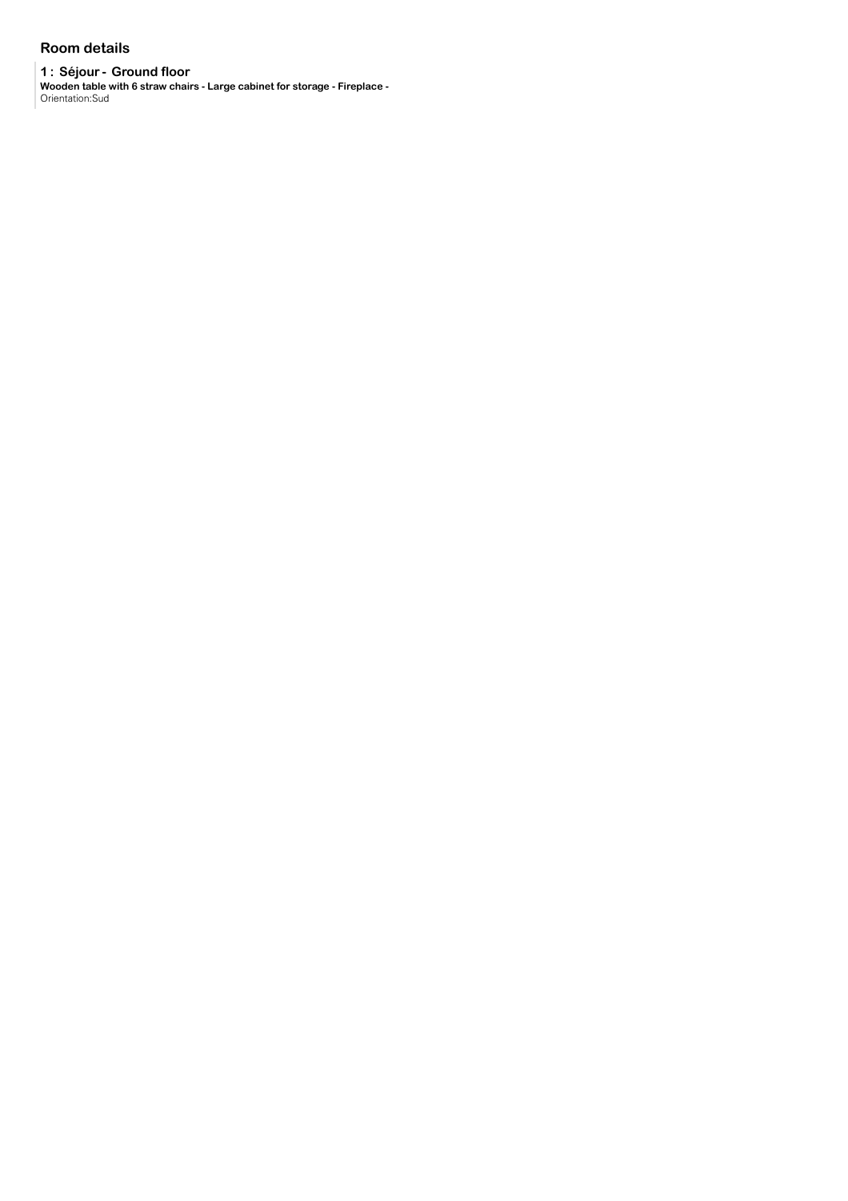## Room details

**1 : Séjour - Ground floor**
**Wooden table with 6 straw chairs - Large cabinet for storage - Fireplace -**
Orientation:Sud